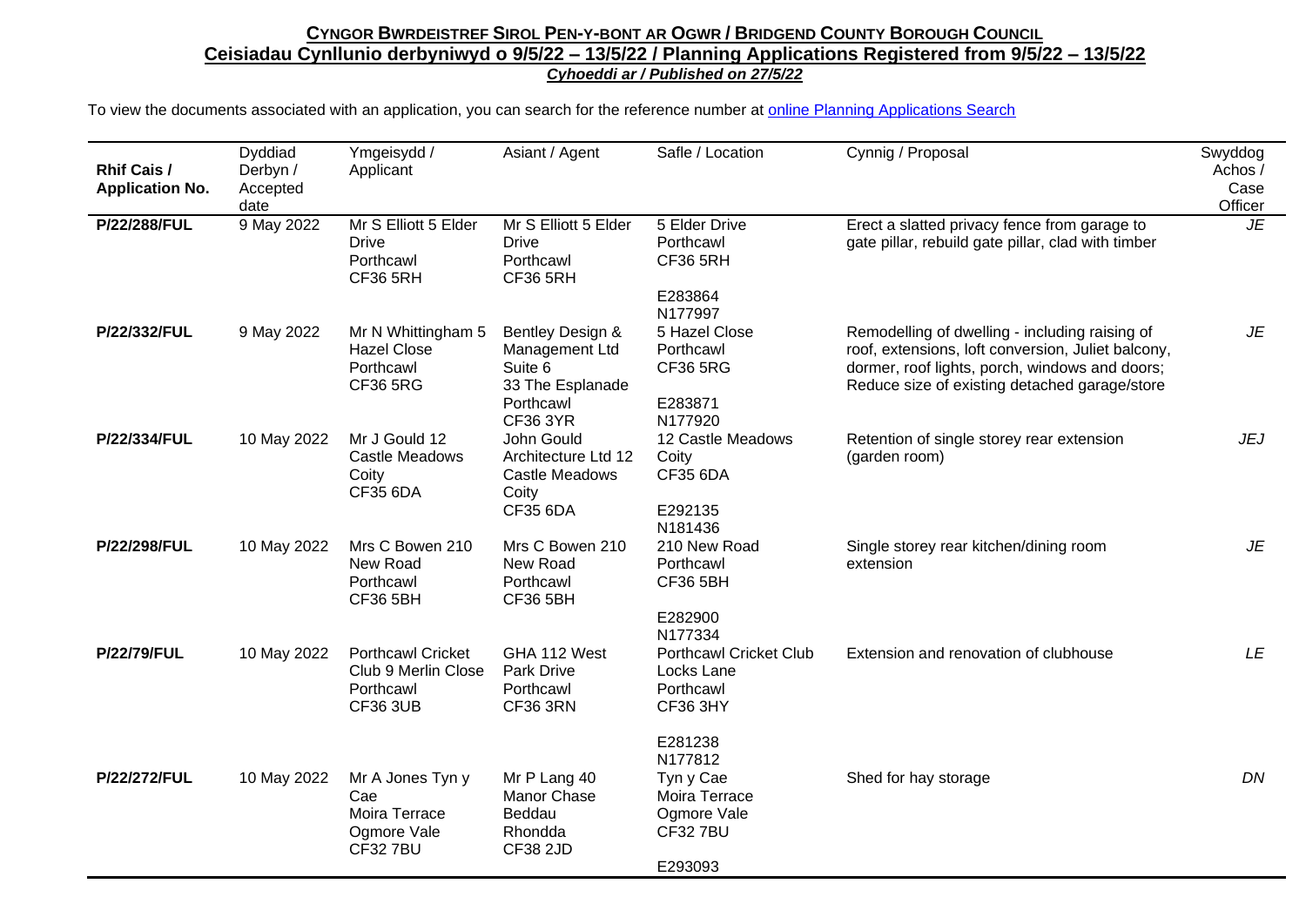**CYNGOR BWRDEISTREF SIROL PEN-Y-BONT AR OGWR / BRIDGEND COUNTY BOROUGH COUNCIL**

**Ceisiadau Cynllunio derbyniwyd o 9/5/22 – 13/5/22 / Planning Applications Registered from 9/5/22 – 13/5/22**

***Cyhoeddi ar / Published on 27/5/22***

To view the documents associated with an application, you can search for the reference number at [online Planning Applications Search](online Planning Applications Search)

| Rhif Cais / Application No. | Dyddiad Derbyn / Accepted date | Ymgeisydd / Applicant | Asiant / Agent | Safle / Location | Cynnig / Proposal | Swyddog Achos / Case Officer |
|---|---|---|---|---|---|---|
| **P/22/288/FUL** | 9 May 2022 | Mr S Elliott 5 Elder Drive Porthcawl CF36 5RH | Mr S Elliott 5 Elder Drive Porthcawl CF36 5RH | 5 Elder Drive Porthcawl CF36 5RH E283864 N177997 | Erect a slatted privacy fence from garage to gate pillar, rebuild gate pillar, clad with timber | *JE* |
| **P/22/332/FUL** | 9 May 2022 | Mr N Whittingham 5 Hazel Close Porthcawl CF36 5RG | Bentley Design & Management Ltd Suite 6 33 The Esplanade Porthcawl CF36 3YR | 5 Hazel Close Porthcawl CF36 5RG E283871 N177920 | Remodelling of dwelling - including raising of roof, extensions, loft conversion, Juliet balcony, dormer, roof lights, porch, windows and doors; Reduce size of existing detached garage/store | *JE* |
| **P/22/334/FUL** | 10 May 2022 | Mr J Gould 12 Castle Meadows Coity CF35 6DA | John Gould Architecture Ltd 12 Castle Meadows Coity CF35 6DA | 12 Castle Meadows Coity CF35 6DA E292135 N181436 | Retention of single storey rear extension (garden room) | *JEJ* |
| **P/22/298/FUL** | 10 May 2022 | Mrs C Bowen 210 New Road Porthcawl CF36 5BH | Mrs C Bowen 210 New Road Porthcawl CF36 5BH | 210 New Road Porthcawl CF36 5BH E282900 N177334 | Single storey rear kitchen/dining room extension | *JE* |
| **P/22/79/FUL** | 10 May 2022 | Porthcawl Cricket Club 9 Merlin Close Porthcawl CF36 3UB | GHA 112 West Park Drive Porthcawl CF36 3RN | Porthcawl Cricket Club Locks Lane Porthcawl CF36 3HY E281238 N177812 | Extension and renovation of clubhouse | *LE* |
| **P/22/272/FUL** | 10 May 2022 | Mr A Jones Tyn y Cae Moira Terrace Ogmore Vale CF32 7BU | Mr P Lang 40 Manor Chase Beddau Rhondda CF38 2JD | Tyn y Cae Moira Terrace Ogmore Vale CF32 7BU E293093 | Shed for hay storage | *DN* |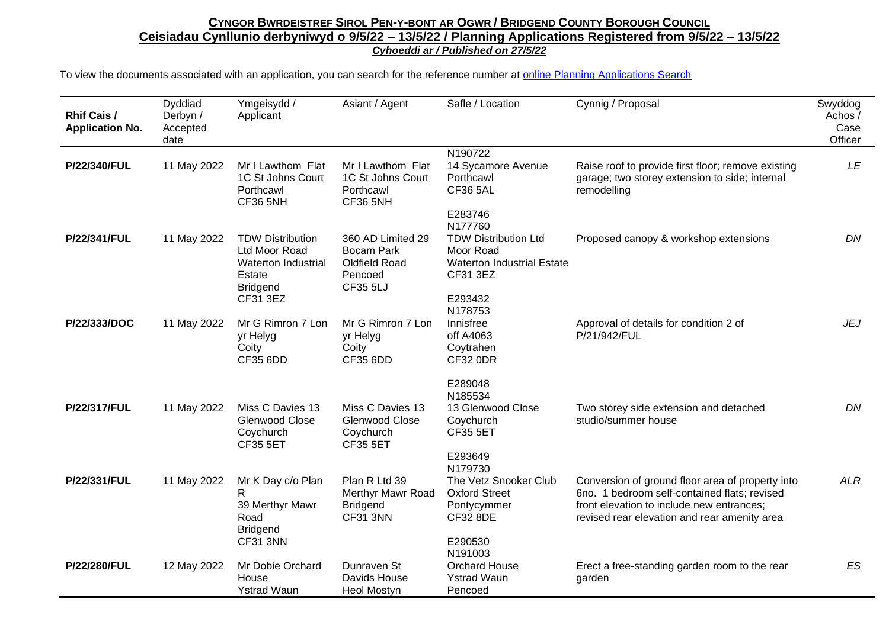**CYNGOR BWRDEISTREF SIROL PEN-Y-BONT AR OGWR / BRIDGEND COUNTY BOROUGH COUNCIL**

**Ceisiadau Cynllunio derbyniwyd o 9/5/22 – 13/5/22 / Planning Applications Registered from 9/5/22 – 13/5/22**

***Cyhoeddi ar / Published on 27/5/22***

To view the documents associated with an application, you can search for the reference number at online Planning Applications Search

| Rhif Cais / Application No. | Dyddiad Derbyn / Accepted date | Ymgeisydd / Applicant | Asiant / Agent | Safle / Location | Cynnig / Proposal | Swyddog Achos / Case Officer |
|---|---|---|---|---|---|---|
| **P/22/340/FUL** | 11 May 2022 | Mr I Lawthom Flat 1C St Johns Court Porthcawl CF36 5NH | Mr I Lawthom Flat 1C St Johns Court Porthcawl CF36 5NH | N190722 14 Sycamore Avenue Porthcawl CF36 5AL | Raise roof to provide first floor; remove existing garage; two storey extension to side; internal remodelling | *LE* |
| **P/22/341/FUL** | 11 May 2022 | TDW Distribution Ltd Moor Road Waterton Industrial Estate Bridgend CF31 3EZ | 360 AD Limited 29 Bocam Park Oldfield Road Pencoed CF35 5LJ | E283746 N177760 TDW Distribution Ltd Moor Road Waterton Industrial Estate CF31 3EZ | Proposed canopy & workshop extensions | *DN* |
| **P/22/333/DOC** | 11 May 2022 | Mr G Rimron 7 Lon yr Helyg Coity CF35 6DD | Mr G Rimron 7 Lon yr Helyg Coity CF35 6DD | E293432 N178753 Innisfree off A4063 Coytrahen CF32 0DR | Approval of details for condition 2 of P/21/942/FUL | *JEJ* |
| **P/22/317/FUL** | 11 May 2022 | Miss C Davies 13 Glenwood Close Coychurch CF35 5ET | Miss C Davies 13 Glenwood Close Coychurch CF35 5ET | E289048 N185534 13 Glenwood Close Coychurch CF35 5ET | Two storey side extension and detached studio/summer house | *DN* |
| **P/22/331/FUL** | 11 May 2022 | Mr K Day c/o Plan R 39 Merthyr Mawr Road Bridgend CF31 3NN | Plan R Ltd 39 Merthyr Mawr Road Bridgend CF31 3NN | E293649 N179730 The Vetz Snooker Club Oxford Street Pontycymmer CF32 8DE | Conversion of ground floor area of property into 6no. 1 bedroom self-contained flats; revised front elevation to include new entrances; revised rear elevation and rear amenity area | *ALR* |
| **P/22/280/FUL** | 12 May 2022 | Mr Dobie Orchard House Ystrad Waun | Dunraven St Davids House Heol Mostyn | E290530 N191003 Orchard House Ystrad Waun Pencoed | Erect a free-standing garden room to the rear garden | *ES* |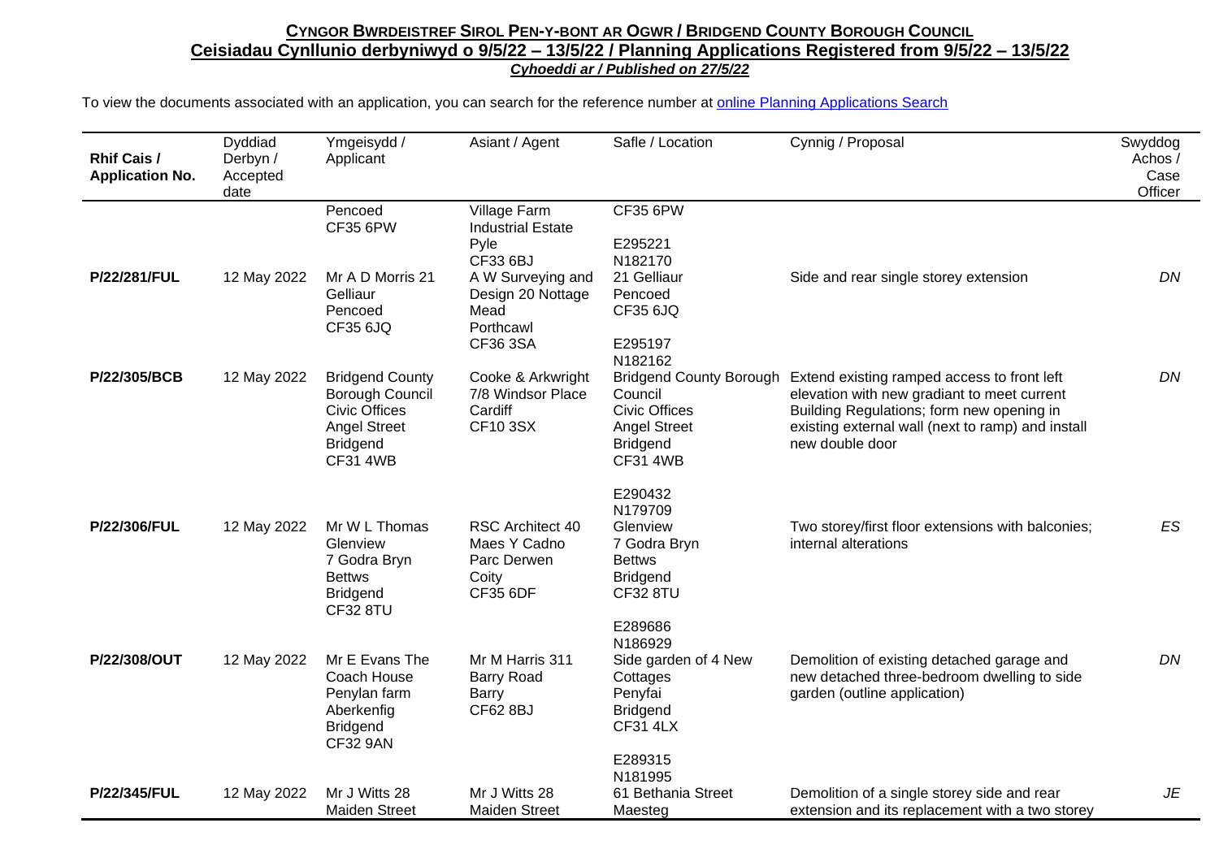**CYNGOR BWRDEISTREF SIROL PEN-Y-BONT AR OGWR / BRIDGEND COUNTY BOROUGH COUNCIL**

**Ceisiadau Cynllunio derbyniwyd o 9/5/22 – 13/5/22 / Planning Applications Registered from 9/5/22 – 13/5/22**

***Cyhoeddi ar / Published on 27/5/22***

To view the documents associated with an application, you can search for the reference number at online Planning Applications Search

| Rhif Cais / Application No. | Dyddiad Derbyn / Accepted date | Ymgeisydd / Applicant | Asiant / Agent | Safle / Location | Cynnig / Proposal | Swyddog Achos / Case Officer |
|---|---|---|---|---|---|---|
| | | Pencoed CF35 6PW | Village Farm Industrial Estate Pyle CF33 6BJ | CF35 6PW E295221 N182170 | | |
| **P/22/281/FUL** | 12 May 2022 | Mr A D Morris 21 Gelliaur Pencoed CF35 6JQ | A W Surveying and Design 20 Nottage Mead Porthcawl CF36 3SA | 21 Gelliaur Pencoed CF35 6JQ E295197 N182162 | Side and rear single storey extension | *DN* |
| **P/22/305/BCB** | 12 May 2022 | Bridgend County Borough Council Civic Offices Angel Street Bridgend CF31 4WB | Cooke & Arkwright 7/8 Windsor Place Cardiff CF10 3SX | Bridgend County Borough Council Civic Offices Angel Street Bridgend CF31 4WB E290432 N179709 | Extend existing ramped access to front left elevation with new gradiant to meet current Building Regulations; form new opening in existing external wall (next to ramp) and install new double door | *DN* |
| **P/22/306/FUL** | 12 May 2022 | Mr W L Thomas Glenview 7 Godra Bryn Bettws Bridgend CF32 8TU | RSC Architect 40 Maes Y Cadno Parc Derwen Coity CF35 6DF | Glenview 7 Godra Bryn Bettws Bridgend CF32 8TU E289686 N186929 | Two storey/first floor extensions with balconies; internal alterations | *ES* |
| **P/22/308/OUT** | 12 May 2022 | Mr E Evans The Coach House Penylan farm Aberkenfig Bridgend CF32 9AN | Mr M Harris 311 Barry Road Barry CF62 8BJ | Side garden of 4 New Cottages Penyfai Bridgend CF31 4LX E289315 N181995 | Demolition of existing detached garage and new detached three-bedroom dwelling to side garden (outline application) | *DN* |
| **P/22/345/FUL** | 12 May 2022 | Mr J Witts 28 Maiden Street | Mr J Witts 28 Maiden Street | 61 Bethania Street Maesteg | Demolition of a single storey side and rear extension and its replacement with a two storey | *JE* |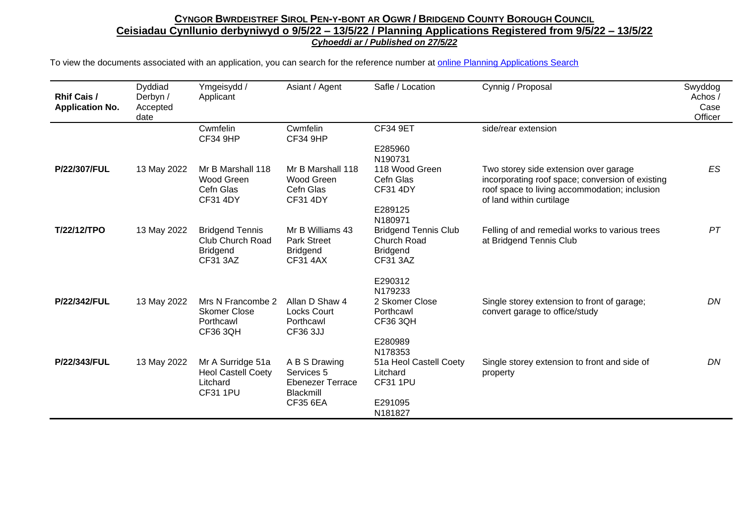**CYNGOR BWRDEISTREF SIROL PEN-Y-BONT AR OGWR / BRIDGEND COUNTY BOROUGH COUNCIL**

**Ceisiadau Cynllunio derbynïwyd o 9/5/22 – 13/5/22 / Planning Applications Registered from 9/5/22 – 13/5/22**

***Cyhoeddi ar / Published on 27/5/22***

To view the documents associated with an application, you can search for the reference number at [online Planning Applications Search]()

| **Rhif Cais / Application No.** | Dyddiad Derbyn / Accepted date | Ymgeisydd / Applicant | Asiant / Agent | Safle / Location | Cynnig / Proposal | Swyddog Achos / Case Officer |
|---|---|---|---|---|---|---|
| | | Cwmfelin CF34 9HP | Cwmfelin CF34 9HP | CF34 9ET<br>E285960 N190731 | side/rear extension | |
| **P/22/307/FUL** | 13 May 2022 | Mr B Marshall 118 Wood Green Cefn Glas CF31 4DY | Mr B Marshall 118 Wood Green Cefn Glas CF31 4DY | 118 Wood Green Cefn Glas CF31 4DY<br>E289125 N180971 | Two storey side extension over garage incorporating roof space; conversion of existing roof space to living accommodation; inclusion of land within curtilage | *ES* |
| **T/22/12/TPO** | 13 May 2022 | Bridgend Tennis Club Church Road Bridgend CF31 3AZ | Mr B Williams 43 Park Street Bridgend CF31 4AX | Bridgend Tennis Club Church Road Bridgend CF31 3AZ<br>E290312 N179233 | Felling of and remedial works to various trees at Bridgend Tennis Club | *PT* |
| **P/22/342/FUL** | 13 May 2022 | Mrs N Francombe 2 Skomer Close Porthcawl CF36 3QH | Allan D Shaw 4 Locks Court Porthcawl CF36 3JJ | 2 Skomer Close Porthcawl CF36 3QH<br>E280989 N178353 | Single storey extension to front of garage; convert garage to office/study | *DN* |
| **P/22/343/FUL** | 13 May 2022 | Mr A Surridge 51a Heol Castell Coety Litchard CF31 1PU | A B S Drawing Services 5 Ebenezer Terrace Blackmill CF35 6EA | 51a Heol Castell Coety Litchard CF31 1PU<br>E291095 N181827 | Single storey extension to front and side of property | *DN* |